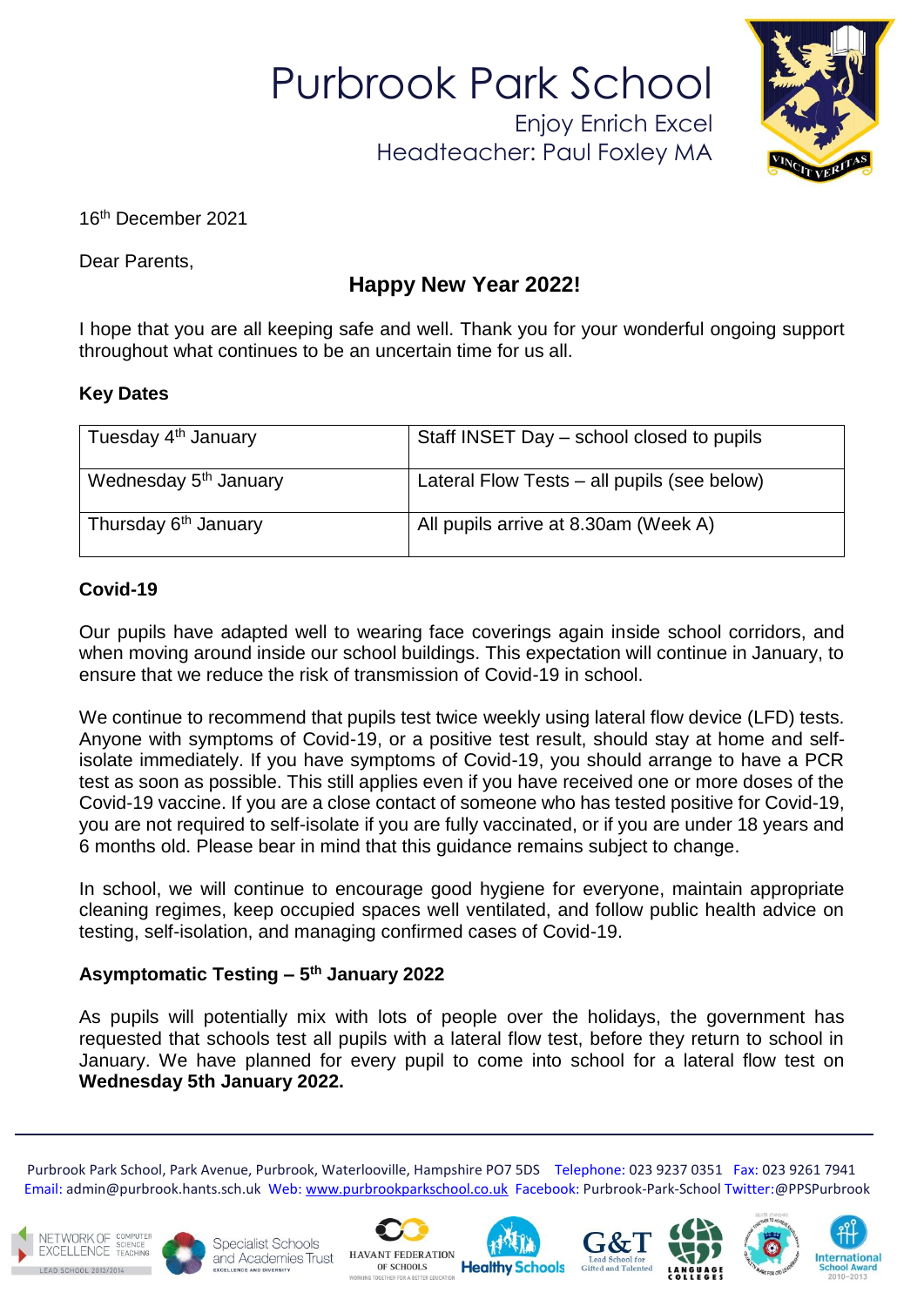# Purbrook Park School

Enjoy Enrich Excel
Headteacher: Paul Foxley MA

16th December 2021

Dear Parents,

## Happy New Year 2022!

I hope that you are all keeping safe and well. Thank you for your wonderful ongoing support throughout what continues to be an uncertain time for us all.

**Key Dates**

| Tuesday 4th January | Staff INSET Day – school closed to pupils |
|---|---|
| Wednesday 5th January | Lateral Flow Tests – all pupils (see below) |
| Thursday 6th January | All pupils arrive at 8.30am (Week A) |

**Covid-19**

Our pupils have adapted well to wearing face coverings again inside school corridors, and when moving around inside our school buildings. This expectation will continue in January, to ensure that we reduce the risk of transmission of Covid-19 in school.

We continue to recommend that pupils test twice weekly using lateral flow device (LFD) tests. Anyone with symptoms of Covid-19, or a positive test result, should stay at home and self-isolate immediately. If you have symptoms of Covid-19, you should arrange to have a PCR test as soon as possible. This still applies even if you have received one or more doses of the Covid-19 vaccine. If you are a close contact of someone who has tested positive for Covid-19, you are not required to self-isolate if you are fully vaccinated, or if you are under 18 years and 6 months old. Please bear in mind that this guidance remains subject to change.

In school, we will continue to encourage good hygiene for everyone, maintain appropriate cleaning regimes, keep occupied spaces well ventilated, and follow public health advice on testing, self-isolation, and managing confirmed cases of Covid-19.

**Asymptomatic Testing – 5th January 2022**

As pupils will potentially mix with lots of people over the holidays, the government has requested that schools test all pupils with a lateral flow test, before they return to school in January. We have planned for every pupil to come into school for a lateral flow test on **Wednesday 5th January 2022.**

Purbrook Park School, Park Avenue, Purbrook, Waterlooville, Hampshire PO7 5DS Telephone: 023 9237 0351 Fax: 023 9261 7941
Email: admin@purbrook.hants.sch.uk Web: www.purbrookparkschool.co.uk Facebook: Purbrook-Park-School Twitter:@PPSPurbrook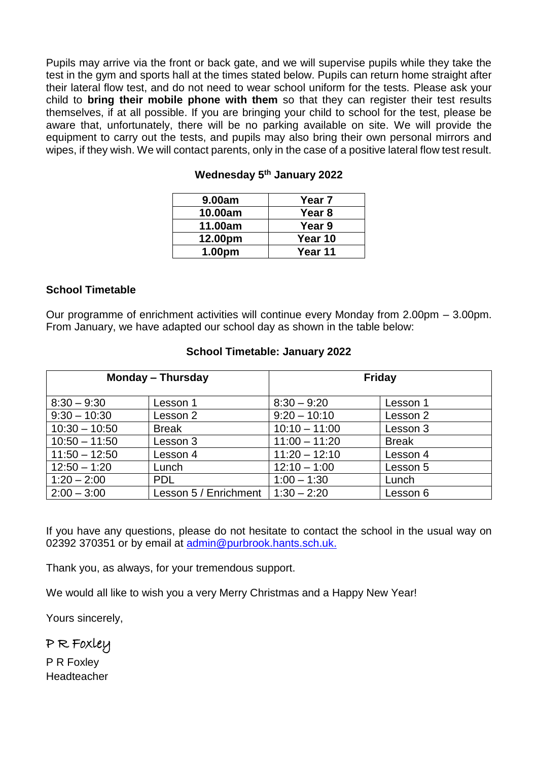Pupils may arrive via the front or back gate, and we will supervise pupils while they take the test in the gym and sports hall at the times stated below. Pupils can return home straight after their lateral flow test, and do not need to wear school uniform for the tests. Please ask your child to **bring their mobile phone with them** so that they can register their test results themselves, if at all possible. If you are bringing your child to school for the test, please be aware that, unfortunately, there will be no parking available on site. We will provide the equipment to carry out the tests, and pupils may also bring their own personal mirrors and wipes, if they wish. We will contact parents, only in the case of a positive lateral flow test result.

**Wednesday 5th January 2022**

| | |
|---|---|
| **9.00am** | **Year 7** |
| **10.00am** | **Year 8** |
| **11.00am** | **Year 9** |
| **12.00pm** | **Year 10** |
| **1.00pm** | **Year 11** |

**School Timetable**

Our programme of enrichment activities will continue every Monday from 2.00pm – 3.00pm. From January, we have adapted our school day as shown in the table below:

**School Timetable: January 2022**

| **Monday – Thursday** | | **Friday** | |
|---|---|---|---|
| 8:30 – 9:30 | Lesson 1 | 8:30 – 9:20 | Lesson 1 |
| 9:30 – 10:30 | Lesson 2 | 9:20 – 10:10 | Lesson 2 |
| 10:30 – 10:50 | Break | 10:10 – 11:00 | Lesson 3 |
| 10:50 – 11:50 | Lesson 3 | 11:00 – 11:20 | Break |
| 11:50 – 12:50 | Lesson 4 | 11:20 – 12:10 | Lesson 4 |
| 12:50 – 1:20 | Lunch | 12:10 – 1:00 | Lesson 5 |
| 1:20 – 2:00 | PDL | 1:00 – 1:30 | Lunch |
| 2:00 – 3:00 | Lesson 5 / Enrichment | 1:30 – 2:20 | Lesson 6 |

If you have any questions, please do not hesitate to contact the school in the usual way on 02392 370351 or by email at admin@purbrook.hants.sch.uk.

Thank you, as always, for your tremendous support.

We would all like to wish you a very Merry Christmas and a Happy New Year!

Yours sincerely,

P R Foxley

P R Foxley
Headteacher